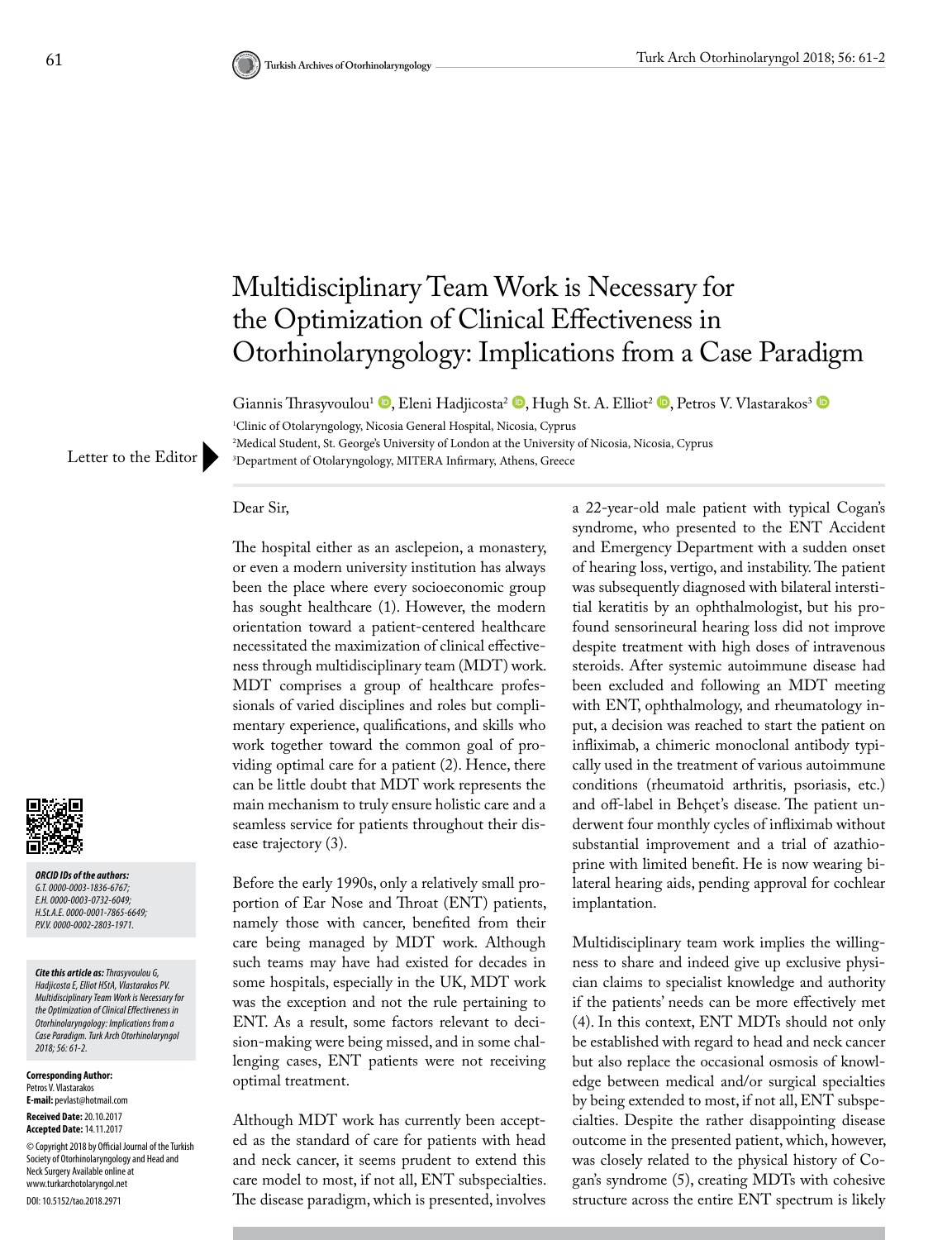Letter to the Editor

# Multidisciplinary Team Work is Necessary for the Optimization of Clinical Effectiveness in Otorhinolaryngology: Implications from a Case Paradigm

Giannis Thrasyvoulou[1], Eleni Hadjicosta[2], Hugh St. A. Elliot[2], Petros V. Vlastarakos[3]

[1]Clinic of Otolaryngology, Nicosia General Hospital, Nicosia, Cyprus
[2]Medical Student, St. George's University of London at the University of Nicosia, Nicosia, Cyprus
[3]Department of Otolaryngology, MITERA Infirmary, Athens, Greece

***ORCID IDs of the authors:*** *G.T. 0000-0003-1836-6767; E.H. 0000-0003-0732-6049; H.St.A.E. 0000-0001-7865-6649; P.V.V. 0000-0002-2803-1971.*

***Cite this article as:*** *Thrasyvoulou G, Hadjicosta E, Elliot HStA, Vlastarakos PV. Multidisciplinary Team Work is Necessary for the Optimization of Clinical Effectiveness in Otorhinolaryngology: Implications from a Case Paradigm. Turk Arch Otorhinolaryngol 2018; 56: 61-2.*

**Corresponding Author:** Petros V. Vlastarakos
**E-mail:** pevlast@hotmail.com

**Received Date:** 20.10.2017
**Accepted Date:** 14.11.2017

© Copyright 2018 by Official Journal of the Turkish Society of Otorhinolaryngology and Head and Neck Surgery Available online at www.turkarchotolaryngol.net

DOI: 10.5152/tao.2018.2971

Dear Sir,

The hospital either as an asclepeion, a monastery, or even a modern university institution has always been the place where every socioeconomic group has sought healthcare (1). However, the modern orientation toward a patient-centered healthcare necessitated the maximization of clinical effectiveness through multidisciplinary team (MDT) work. MDT comprises a group of healthcare professionals of varied disciplines and roles but complimentary experience, qualifications, and skills who work together toward the common goal of providing optimal care for a patient (2). Hence, there can be little doubt that MDT work represents the main mechanism to truly ensure holistic care and a seamless service for patients throughout their disease trajectory (3).

Before the early 1990s, only a relatively small proportion of Ear Nose and Throat (ENT) patients, namely those with cancer, benefited from their care being managed by MDT work. Although such teams may have had existed for decades in some hospitals, especially in the UK, MDT work was the exception and not the rule pertaining to ENT. As a result, some factors relevant to decision-making were being missed, and in some challenging cases, ENT patients were not receiving optimal treatment.

Although MDT work has currently been accepted as the standard of care for patients with head and neck cancer, it seems prudent to extend this care model to most, if not all, ENT subspecialties. The disease paradigm, which is presented, involves a 22-year-old male patient with typical Cogan's syndrome, who presented to the ENT Accident and Emergency Department with a sudden onset of hearing loss, vertigo, and instability. The patient was subsequently diagnosed with bilateral interstitial keratitis by an ophthalmologist, but his profound sensorineural hearing loss did not improve despite treatment with high doses of intravenous steroids. After systemic autoimmune disease had been excluded and following an MDT meeting with ENT, ophthalmology, and rheumatology input, a decision was reached to start the patient on infliximab, a chimeric monoclonal antibody typically used in the treatment of various autoimmune conditions (rheumatoid arthritis, psoriasis, etc.) and off-label in Behçet's disease. The patient underwent four monthly cycles of infliximab without substantial improvement and a trial of azathioprine with limited benefit. He is now wearing bilateral hearing aids, pending approval for cochlear implantation.

Multidisciplinary team work implies the willingness to share and indeed give up exclusive physician claims to specialist knowledge and authority if the patients' needs can be more effectively met (4). In this context, ENT MDTs should not only be established with regard to head and neck cancer but also replace the occasional osmosis of knowledge between medical and/or surgical specialties by being extended to most, if not all, ENT subspecialties. Despite the rather disappointing disease outcome in the presented patient, which, however, was closely related to the physical history of Cogan's syndrome (5), creating MDTs with cohesive structure across the entire ENT spectrum is likely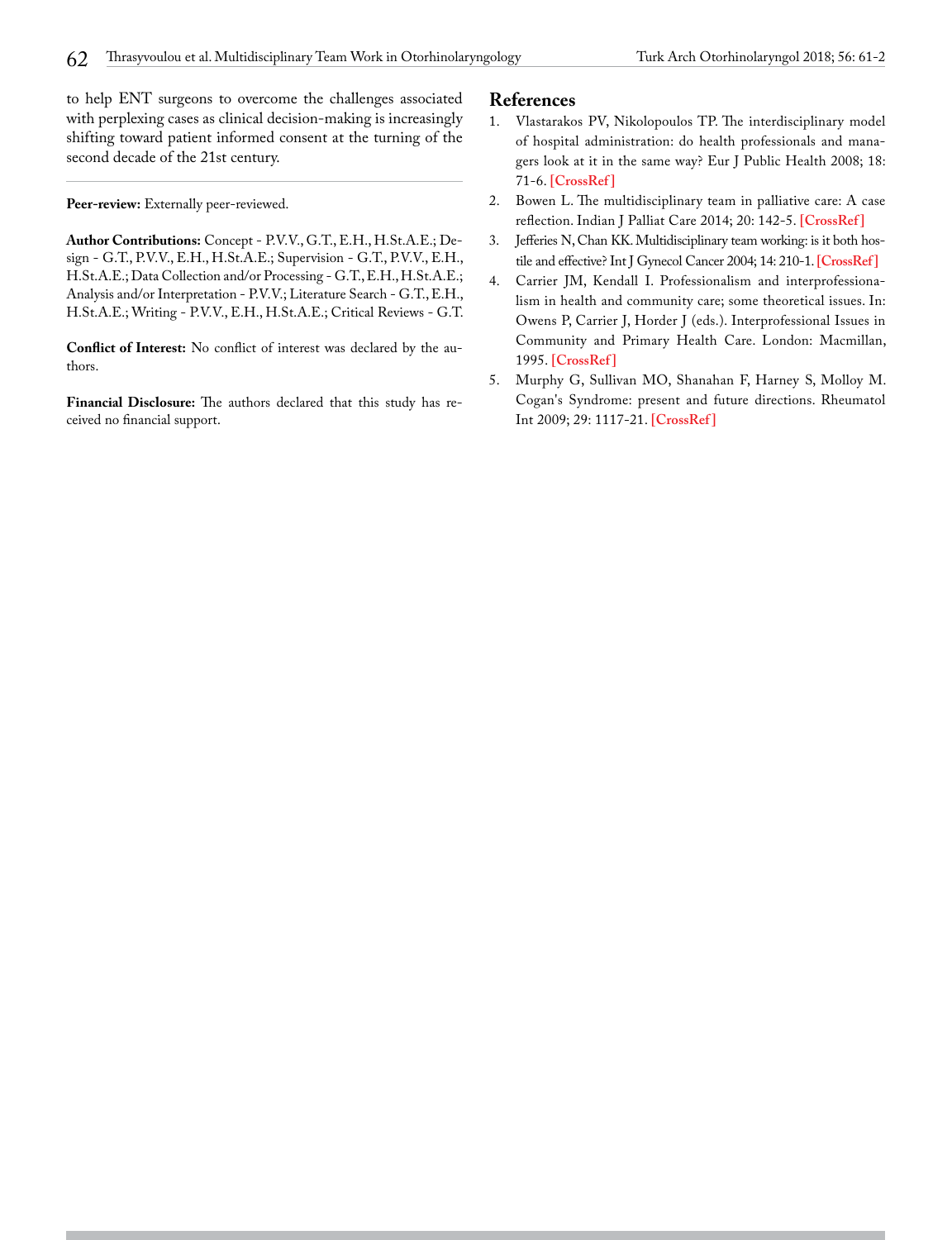to help ENT surgeons to overcome the challenges associated with perplexing cases as clinical decision-making is increasingly shifting toward patient informed consent at the turning of the second decade of the 21st century.

---

**Peer-review:** Externally peer-reviewed.

**Author Contributions:** Concept - P.V.V., G.T., E.H., H.St.A.E.; Design - G.T., P.V.V., E.H., H.St.A.E.; Supervision - G.T., P.V.V., E.H., H.St.A.E.; Data Collection and/or Processing - G.T., E.H., H.St.A.E.; Analysis and/or Interpretation - P.V.V.; Literature Search - G.T., E.H., H.St.A.E.; Writing - P.V.V., E.H., H.St.A.E.; Critical Reviews - G.T.

**Conflict of Interest:** No conflict of interest was declared by the authors.

**Financial Disclosure:** The authors declared that this study has received no financial support.

## References

1. Vlastarakos PV, Nikolopoulos TP. The interdisciplinary model of hospital administration: do health professionals and managers look at it in the same way? Eur J Public Health 2008; 18: 71-6. [CrossRef]
2. Bowen L. The multidisciplinary team in palliative care: A case reflection. Indian J Palliat Care 2014; 20: 142-5. [CrossRef]
3. Jefferies N, Chan KK. Multidisciplinary team working: is it both hostile and effective? Int J Gynecol Cancer 2004; 14: 210-1. [CrossRef]
4. Carrier JM, Kendall I. Professionalism and interprofessionalism in health and community care; some theoretical issues. In: Owens P, Carrier J, Horder J (eds.). Interprofessional Issues in Community and Primary Health Care. London: Macmillan, 1995. [CrossRef]
5. Murphy G, Sullivan MO, Shanahan F, Harney S, Molloy M. Cogan's Syndrome: present and future directions. Rheumatol Int 2009; 29: 1117-21. [CrossRef]